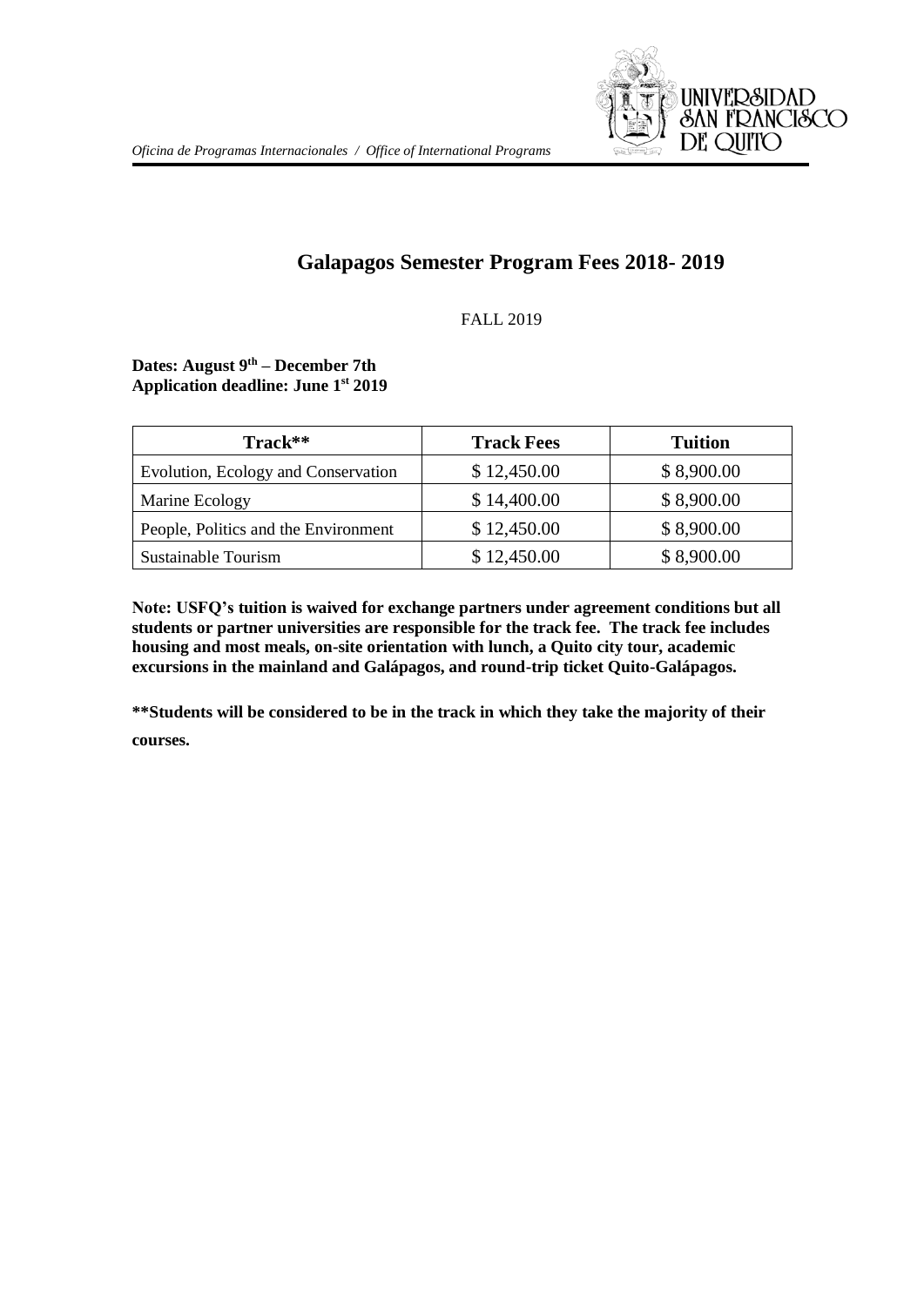# Galapagos Semester Program Fees 2018- 2019

FALL 2019

**Dates: August 9th – December 7th**
**Application deadline: June 1st 2019**

| Track** | Track Fees | Tuition |
|---|---|---|
| Evolution, Ecology and Conservation | $ 12,450.00 | $ 8,900.00 |
| Marine Ecology | $ 14,400.00 | $ 8,900.00 |
| People, Politics and the Environment | $ 12,450.00 | $ 8,900.00 |
| Sustainable Tourism | $ 12,450.00 | $ 8,900.00 |

**Note: USFQ's tuition is waived for exchange partners under agreement conditions but all students or partner universities are responsible for the track fee. The track fee includes housing and most meals, on-site orientation with lunch, a Quito city tour, academic excursions in the mainland and Galápagos, and round-trip ticket Quito-Galápagos.**

****Students will be considered to be in the track in which they take the majority of their courses.**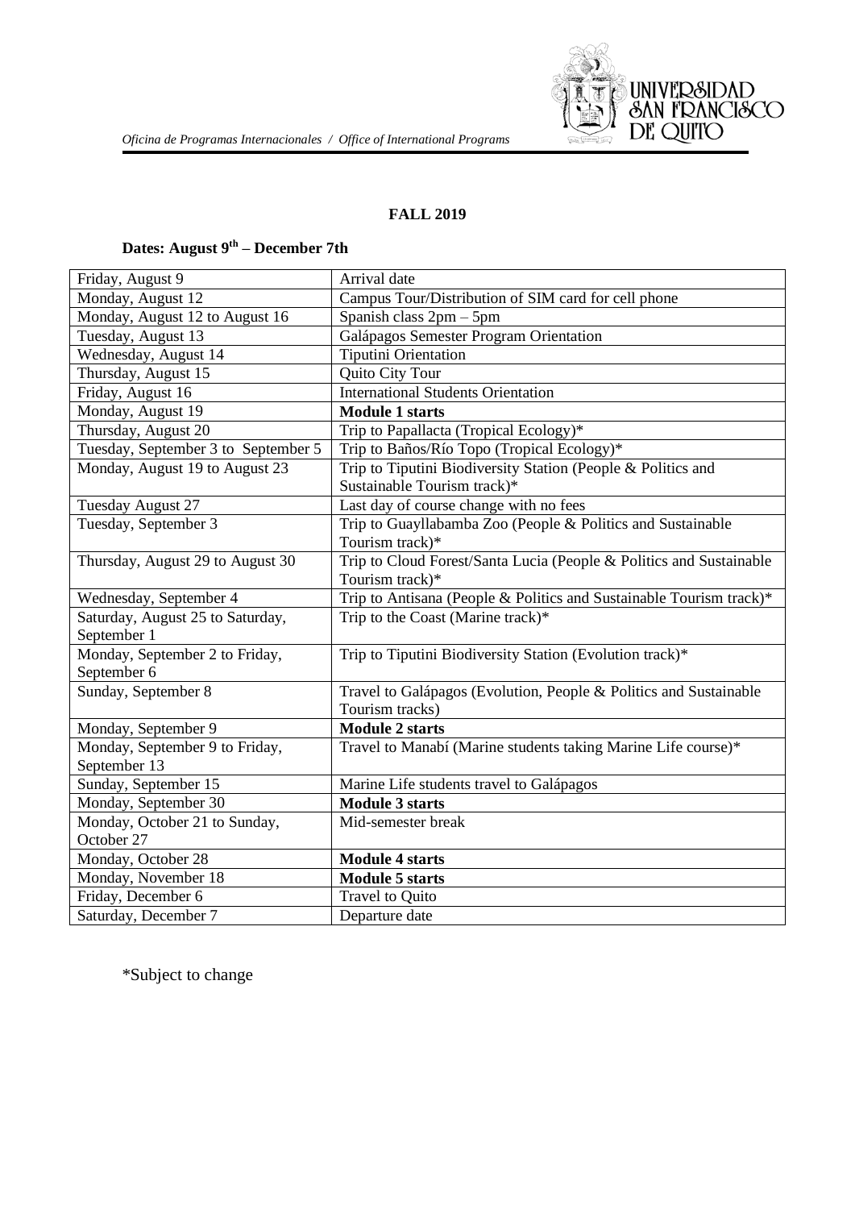**FALL 2019**

**Dates: August 9th – December 7th**

| | |
|---|---|
| Friday, August 9 | Arrival date |
| Monday, August 12 | Campus Tour/Distribution of SIM card for cell phone |
| Monday, August 12 to August 16 | Spanish class 2pm – 5pm |
| Tuesday, August 13 | Galápagos Semester Program Orientation |
| Wednesday, August 14 | Tiputini Orientation |
| Thursday, August 15 | Quito City Tour |
| Friday, August 16 | International Students Orientation |
| Monday, August 19 | **Module 1 starts** |
| Thursday, August 20 | Trip to Papallacta (Tropical Ecology)* |
| Tuesday, September 3 to September 5 | Trip to Baños/Río Topo (Tropical Ecology)* |
| Monday, August 19 to August 23 | Trip to Tiputini Biodiversity Station (People & Politics and Sustainable Tourism track)* |
| Tuesday August 27 | Last day of course change with no fees |
| Tuesday, September 3 | Trip to Guayllabamba Zoo (People & Politics and Sustainable Tourism track)* |
| Thursday, August 29 to August 30 | Trip to Cloud Forest/Santa Lucia (People & Politics and Sustainable Tourism track)* |
| Wednesday, September 4 | Trip to Antisana (People & Politics and Sustainable Tourism track)* |
| Saturday, August 25 to Saturday, September 1 | Trip to the Coast (Marine track)* |
| Monday, September 2 to Friday, September 6 | Trip to Tiputini Biodiversity Station (Evolution track)* |
| Sunday, September 8 | Travel to Galápagos (Evolution, People & Politics and Sustainable Tourism tracks) |
| Monday, September 9 | **Module 2 starts** |
| Monday, September 9 to Friday, September 13 | Travel to Manabí (Marine students taking Marine Life course)* |
| Sunday, September 15 | Marine Life students travel to Galápagos |
| Monday, September 30 | **Module 3 starts** |
| Monday, October 21 to Sunday, October 27 | Mid-semester break |
| Monday, October 28 | **Module 4 starts** |
| Monday, November 18 | **Module 5 starts** |
| Friday, December 6 | Travel to Quito |
| Saturday, December 7 | Departure date |

*Subject to change